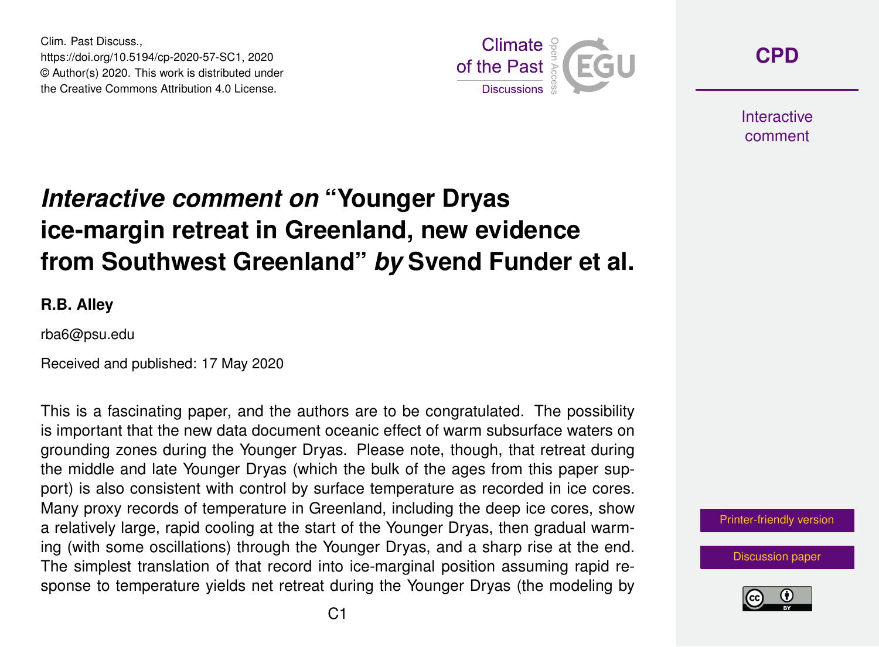# *Interactive comment on* "Younger Dryas ice-margin retreat in Greenland, new evidence from Southwest Greenland" *by* Svend Funder et al.

**R.B. Alley**

rba6@psu.edu

Received and published: 17 May 2020

This is a fascinating paper, and the authors are to be congratulated. The possibility is important that the new data document oceanic effect of warm subsurface waters on grounding zones during the Younger Dryas. Please note, though, that retreat during the middle and late Younger Dryas (which the bulk of the ages from this paper support) is also consistent with control by surface temperature as recorded in ice cores. Many proxy records of temperature in Greenland, including the deep ice cores, show a relatively large, rapid cooling at the start of the Younger Dryas, then gradual warming (with some oscillations) through the Younger Dryas, and a sharp rise at the end. The simplest translation of that record into ice-marginal position assuming rapid response to temperature yields net retreat during the Younger Dryas (the modeling by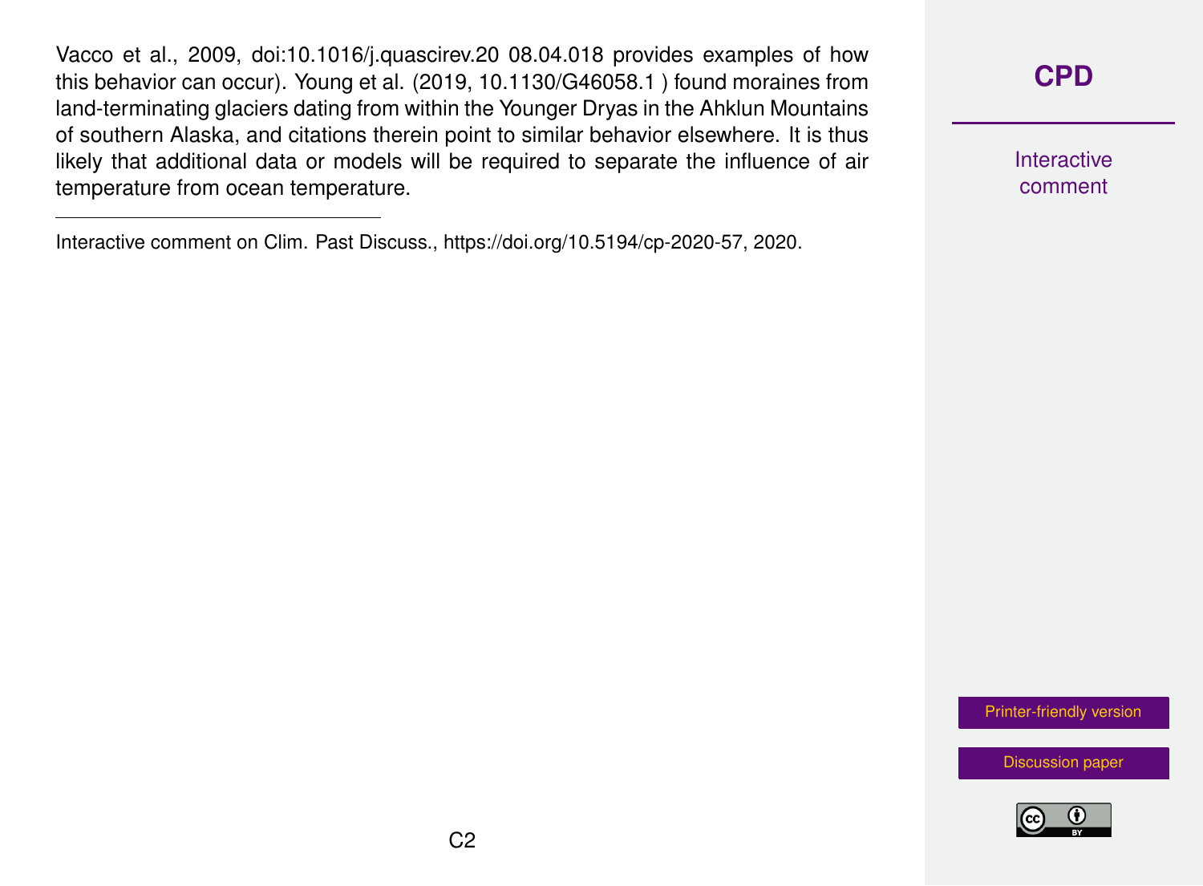Vacco et al., 2009, doi:10.1016/j.quascirev.20 08.04.018 provides examples of how this behavior can occur). Young et al. (2019, 10.1130/G46058.1 ) found moraines from land-terminating glaciers dating from within the Younger Dryas in the Ahklun Mountains of southern Alaska, and citations therein point to similar behavior elsewhere. It is thus likely that additional data or models will be required to separate the influence of air temperature from ocean temperature.

---

Interactive comment on Clim. Past Discuss., https://doi.org/10.5194/cp-2020-57, 2020.